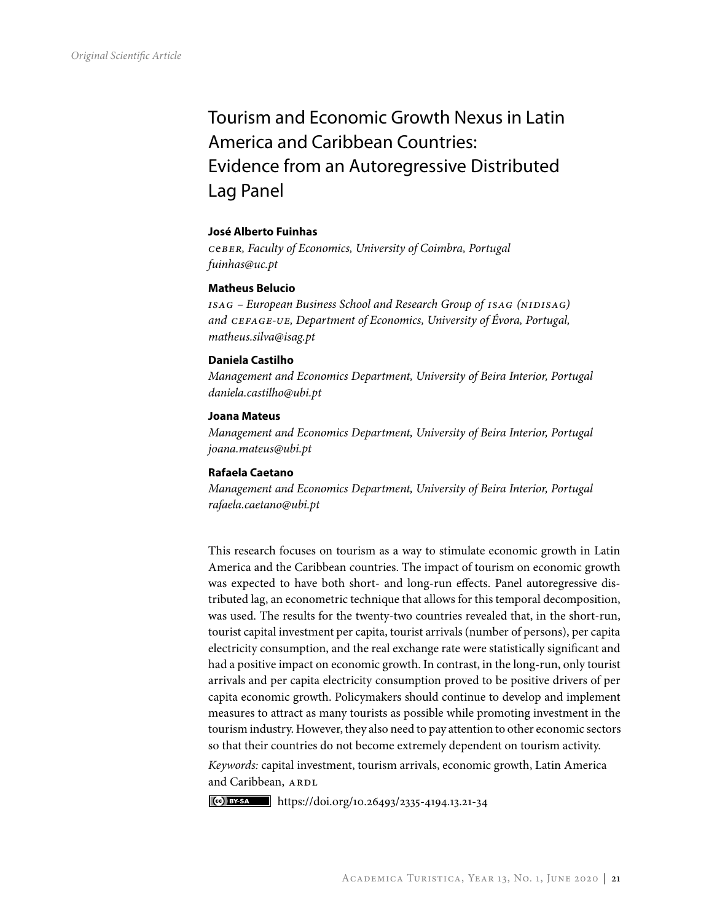*Original Scientific Article*

# Tourism and Economic Growth Nexus in Latin America and Caribbean Countries: Evidence from an Autoregressive Distributed Lag Panel

**José Alberto Fuinhas**
*CeBER, Faculty of Economics, University of Coimbra, Portugal*
*fuinhas@uc.pt*

**Matheus Belucio**
*ISAG – European Business School and Research Group of ISAG (NIDISAG) and CEFAGE-UE, Department of Economics, University of Évora, Portugal,*
*matheus.silva@isag.pt*

**Daniela Castilho**
*Management and Economics Department, University of Beira Interior, Portugal*
*daniela.castilho@ubi.pt*

**Joana Mateus**
*Management and Economics Department, University of Beira Interior, Portugal*
*joana.mateus@ubi.pt*

**Rafaela Caetano**
*Management and Economics Department, University of Beira Interior, Portugal*
*rafaela.caetano@ubi.pt*

This research focuses on tourism as a way to stimulate economic growth in Latin America and the Caribbean countries. The impact of tourism on economic growth was expected to have both short- and long-run effects. Panel autoregressive distributed lag, an econometric technique that allows for this temporal decomposition, was used. The results for the twenty-two countries revealed that, in the short-run, tourist capital investment per capita, tourist arrivals (number of persons), per capita electricity consumption, and the real exchange rate were statistically significant and had a positive impact on economic growth. In contrast, in the long-run, only tourist arrivals and per capita electricity consumption proved to be positive drivers of per capita economic growth. Policymakers should continue to develop and implement measures to attract as many tourists as possible while promoting investment in the tourism industry. However, they also need to pay attention to other economic sectors so that their countries do not become extremely dependent on tourism activity.

*Keywords:* capital investment, tourism arrivals, economic growth, Latin America and Caribbean, ARDL

https://doi.org/10.26493/2335-4194.13.21-34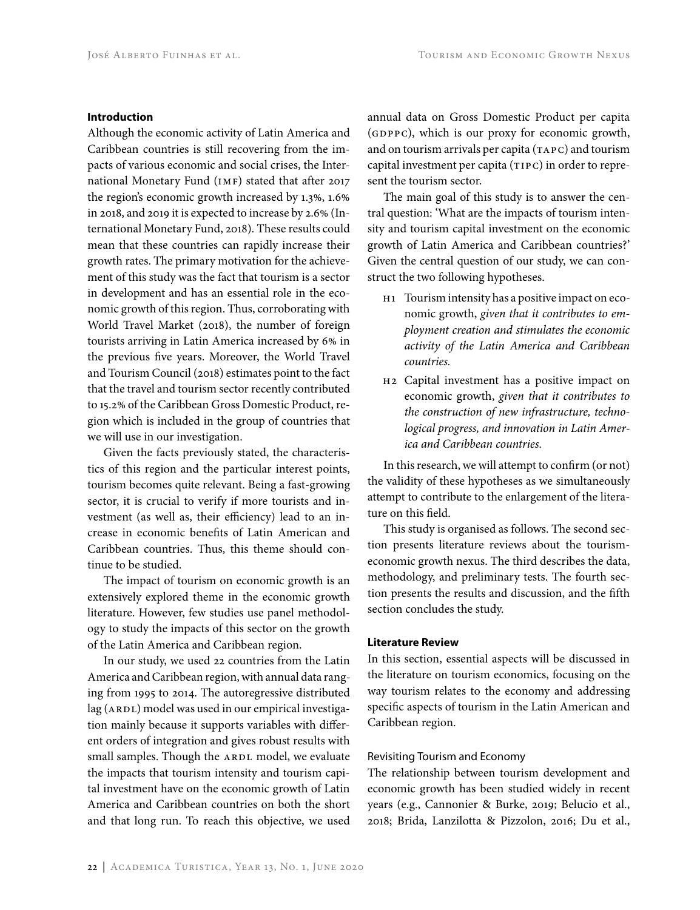## Introduction

Although the economic activity of Latin America and Caribbean countries is still recovering from the impacts of various economic and social crises, the International Monetary Fund (IMF) stated that after 2017 the region's economic growth increased by 1.3%, 1.6% in 2018, and 2019 it is expected to increase by 2.6% (International Monetary Fund, 2018). These results could mean that these countries can rapidly increase their growth rates. The primary motivation for the achievement of this study was the fact that tourism is a sector in development and has an essential role in the economic growth of this region. Thus, corroborating with World Travel Market (2018), the number of foreign tourists arriving in Latin America increased by 6% in the previous five years. Moreover, the World Travel and Tourism Council (2018) estimates point to the fact that the travel and tourism sector recently contributed to 15.2% of the Caribbean Gross Domestic Product, region which is included in the group of countries that we will use in our investigation.

Given the facts previously stated, the characteristics of this region and the particular interest points, tourism becomes quite relevant. Being a fast-growing sector, it is crucial to verify if more tourists and investment (as well as, their efficiency) lead to an increase in economic benefits of Latin American and Caribbean countries. Thus, this theme should continue to be studied.

The impact of tourism on economic growth is an extensively explored theme in the economic growth literature. However, few studies use panel methodology to study the impacts of this sector on the growth of the Latin America and Caribbean region.

In our study, we used 22 countries from the Latin America and Caribbean region, with annual data ranging from 1995 to 2014. The autoregressive distributed lag (ARDL) model was used in our empirical investigation mainly because it supports variables with different orders of integration and gives robust results with small samples. Though the ARDL model, we evaluate the impacts that tourism intensity and tourism capital investment have on the economic growth of Latin America and Caribbean countries on both the short and that long run. To reach this objective, we used annual data on Gross Domestic Product per capita (GDPPC), which is our proxy for economic growth, and on tourism arrivals per capita (TAPC) and tourism capital investment per capita (TIPC) in order to represent the tourism sector.

The main goal of this study is to answer the central question: 'What are the impacts of tourism intensity and tourism capital investment on the economic growth of Latin America and Caribbean countries?' Given the central question of our study, we can construct the two following hypotheses.

- H1 Tourism intensity has a positive impact on economic growth, *given that it contributes to employment creation and stimulates the economic activity of the Latin America and Caribbean countries.*
- H2 Capital investment has a positive impact on economic growth, *given that it contributes to the construction of new infrastructure, technological progress, and innovation in Latin America and Caribbean countries.*

In this research, we will attempt to confirm (or not) the validity of these hypotheses as we simultaneously attempt to contribute to the enlargement of the literature on this field.

This study is organised as follows. The second section presents literature reviews about the tourism-economic growth nexus. The third describes the data, methodology, and preliminary tests. The fourth section presents the results and discussion, and the fifth section concludes the study.

## Literature Review

In this section, essential aspects will be discussed in the literature on tourism economics, focusing on the way tourism relates to the economy and addressing specific aspects of tourism in the Latin American and Caribbean region.

### Revisiting Tourism and Economy

The relationship between tourism development and economic growth has been studied widely in recent years (e.g., Cannonier & Burke, 2019; Belucio et al., 2018; Brida, Lanzilotta & Pizzolon, 2016; Du et al.,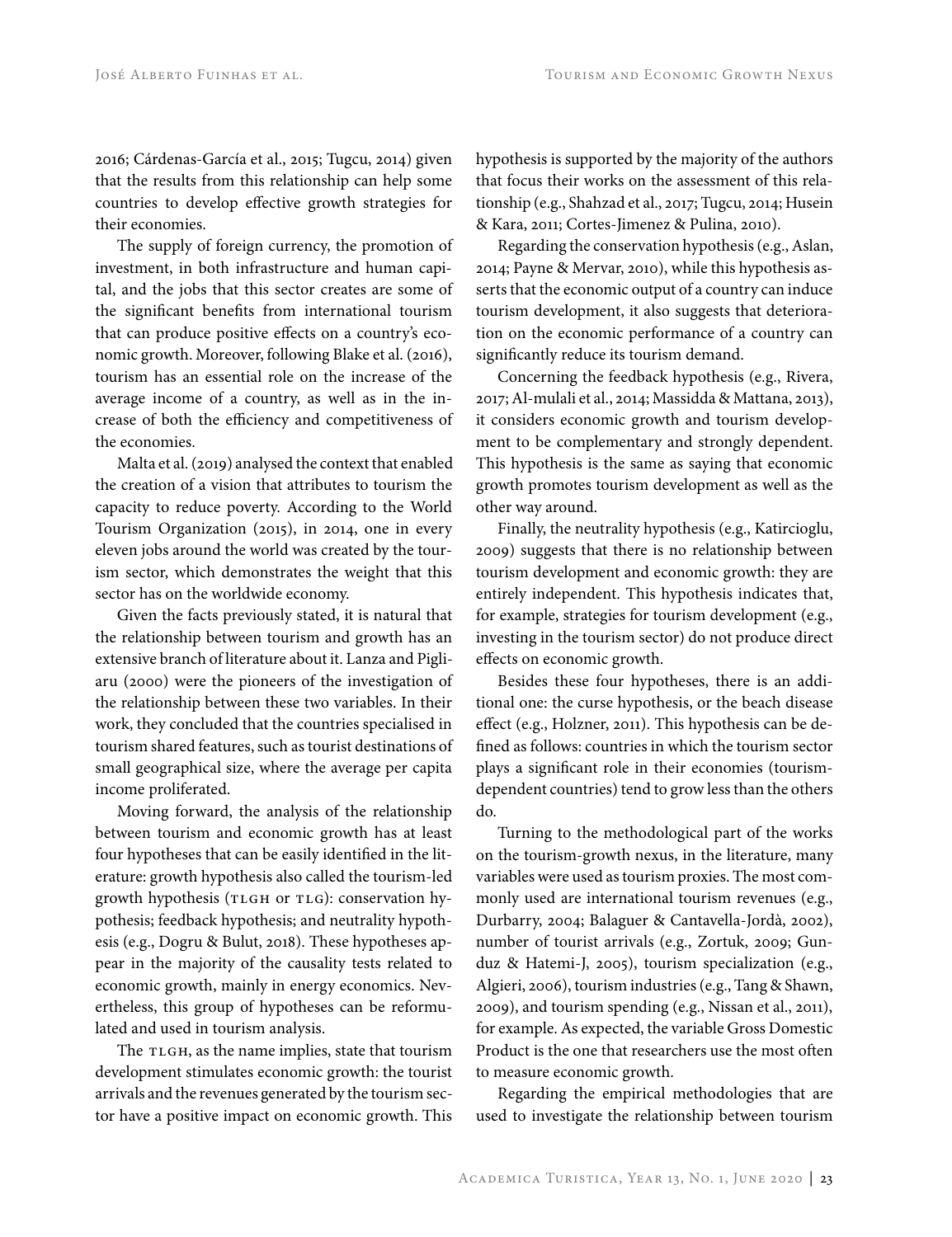2016; Cárdenas-García et al., 2015; Tugcu, 2014) given that the results from this relationship can help some countries to develop effective growth strategies for their economies.

The supply of foreign currency, the promotion of investment, in both infrastructure and human capital, and the jobs that this sector creates are some of the significant benefits from international tourism that can produce positive effects on a country's economic growth. Moreover, following Blake et al. (2016), tourism has an essential role on the increase of the average income of a country, as well as in the increase of both the efficiency and competitiveness of the economies.

Malta et al. (2019) analysed the context that enabled the creation of a vision that attributes to tourism the capacity to reduce poverty. According to the World Tourism Organization (2015), in 2014, one in every eleven jobs around the world was created by the tourism sector, which demonstrates the weight that this sector has on the worldwide economy.

Given the facts previously stated, it is natural that the relationship between tourism and growth has an extensive branch of literature about it. Lanza and Pigliaru (2000) were the pioneers of the investigation of the relationship between these two variables. In their work, they concluded that the countries specialised in tourism shared features, such as tourist destinations of small geographical size, where the average per capita income proliferated.

Moving forward, the analysis of the relationship between tourism and economic growth has at least four hypotheses that can be easily identified in the literature: growth hypothesis also called the tourism-led growth hypothesis (TLGH or TLG): conservation hypothesis; feedback hypothesis; and neutrality hypothesis (e.g., Dogru & Bulut, 2018). These hypotheses appear in the majority of the causality tests related to economic growth, mainly in energy economics. Nevertheless, this group of hypotheses can be reformulated and used in tourism analysis.

The TLGH, as the name implies, state that tourism development stimulates economic growth: the tourist arrivals and the revenues generated by the tourism sector have a positive impact on economic growth. This hypothesis is supported by the majority of the authors that focus their works on the assessment of this relationship (e.g., Shahzad et al., 2017; Tugcu, 2014; Husein & Kara, 2011; Cortes-Jimenez & Pulina, 2010).

Regarding the conservation hypothesis (e.g., Aslan, 2014; Payne & Mervar, 2010), while this hypothesis asserts that the economic output of a country can induce tourism development, it also suggests that deterioration on the economic performance of a country can significantly reduce its tourism demand.

Concerning the feedback hypothesis (e.g., Rivera, 2017; Al-mulali et al., 2014; Massidda & Mattana, 2013), it considers economic growth and tourism development to be complementary and strongly dependent. This hypothesis is the same as saying that economic growth promotes tourism development as well as the other way around.

Finally, the neutrality hypothesis (e.g., Katircioglu, 2009) suggests that there is no relationship between tourism development and economic growth: they are entirely independent. This hypothesis indicates that, for example, strategies for tourism development (e.g., investing in the tourism sector) do not produce direct effects on economic growth.

Besides these four hypotheses, there is an additional one: the curse hypothesis, or the beach disease effect (e.g., Holzner, 2011). This hypothesis can be defined as follows: countries in which the tourism sector plays a significant role in their economies (tourism-dependent countries) tend to grow less than the others do.

Turning to the methodological part of the works on the tourism-growth nexus, in the literature, many variables were used as tourism proxies. The most commonly used are international tourism revenues (e.g., Durbarry, 2004; Balaguer & Cantavella-Jordà, 2002), number of tourist arrivals (e.g., Zortuk, 2009; Gunduz & Hatemi-J, 2005), tourism specialization (e.g., Algieri, 2006), tourism industries (e.g., Tang & Shawn, 2009), and tourism spending (e.g., Nissan et al., 2011), for example. As expected, the variable Gross Domestic Product is the one that researchers use the most often to measure economic growth.

Regarding the empirical methodologies that are used to investigate the relationship between tourism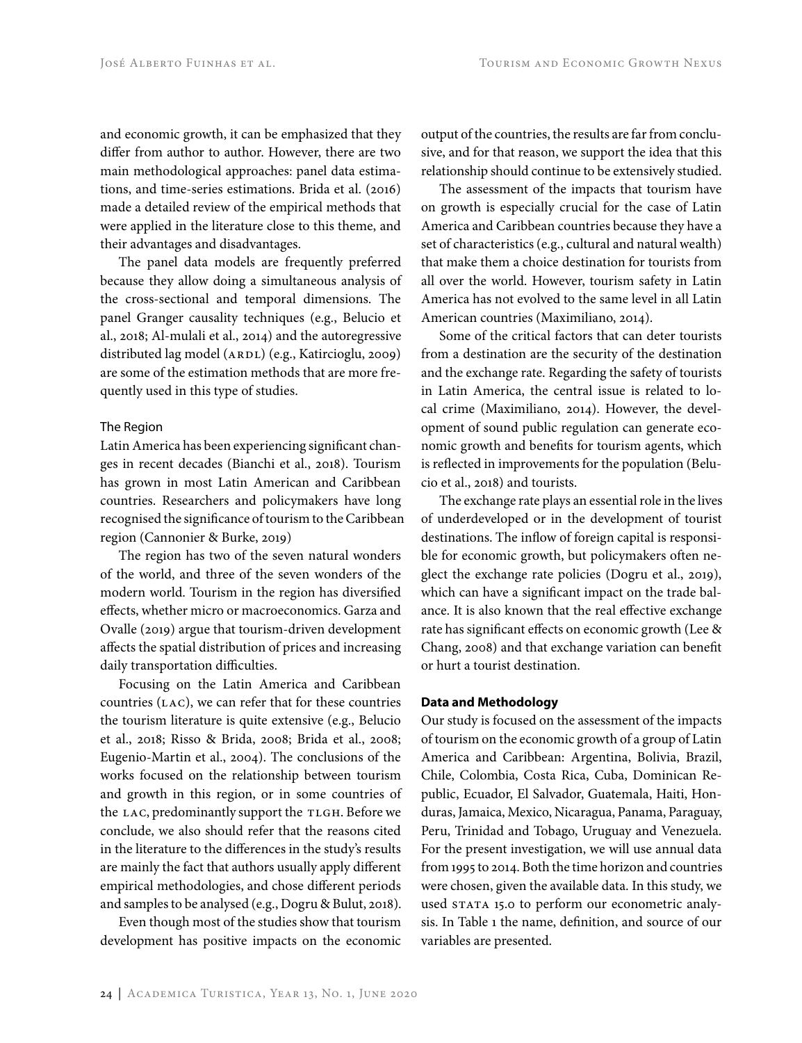and economic growth, it can be emphasized that they differ from author to author. However, there are two main methodological approaches: panel data estimations, and time-series estimations. Brida et al. (2016) made a detailed review of the empirical methods that were applied in the literature close to this theme, and their advantages and disadvantages.

The panel data models are frequently preferred because they allow doing a simultaneous analysis of the cross-sectional and temporal dimensions. The panel Granger causality techniques (e.g., Belucio et al., 2018; Al-mulali et al., 2014) and the autoregressive distributed lag model (ARDL) (e.g., Katircioglu, 2009) are some of the estimation methods that are more frequently used in this type of studies.

### The Region

Latin America has been experiencing significant changes in recent decades (Bianchi et al., 2018). Tourism has grown in most Latin American and Caribbean countries. Researchers and policymakers have long recognised the significance of tourism to the Caribbean region (Cannonier & Burke, 2019)

The region has two of the seven natural wonders of the world, and three of the seven wonders of the modern world. Tourism in the region has diversified effects, whether micro or macroeconomics. Garza and Ovalle (2019) argue that tourism-driven development affects the spatial distribution of prices and increasing daily transportation difficulties.

Focusing on the Latin America and Caribbean countries (LAC), we can refer that for these countries the tourism literature is quite extensive (e.g., Belucio et al., 2018; Risso & Brida, 2008; Brida et al., 2008; Eugenio-Martin et al., 2004). The conclusions of the works focused on the relationship between tourism and growth in this region, or in some countries of the LAC, predominantly support the TLGH. Before we conclude, we also should refer that the reasons cited in the literature to the differences in the study's results are mainly the fact that authors usually apply different empirical methodologies, and chose different periods and samples to be analysed (e.g., Dogru & Bulut, 2018).

Even though most of the studies show that tourism development has positive impacts on the economic output of the countries, the results are far from conclusive, and for that reason, we support the idea that this relationship should continue to be extensively studied.

The assessment of the impacts that tourism have on growth is especially crucial for the case of Latin America and Caribbean countries because they have a set of characteristics (e.g., cultural and natural wealth) that make them a choice destination for tourists from all over the world. However, tourism safety in Latin America has not evolved to the same level in all Latin American countries (Maximiliano, 2014).

Some of the critical factors that can deter tourists from a destination are the security of the destination and the exchange rate. Regarding the safety of tourists in Latin America, the central issue is related to local crime (Maximiliano, 2014). However, the development of sound public regulation can generate economic growth and benefits for tourism agents, which is reflected in improvements for the population (Belucio et al., 2018) and tourists.

The exchange rate plays an essential role in the lives of underdeveloped or in the development of tourist destinations. The inflow of foreign capital is responsible for economic growth, but policymakers often neglect the exchange rate policies (Dogru et al., 2019), which can have a significant impact on the trade balance. It is also known that the real effective exchange rate has significant effects on economic growth (Lee & Chang, 2008) and that exchange variation can benefit or hurt a tourist destination.

## Data and Methodology

Our study is focused on the assessment of the impacts of tourism on the economic growth of a group of Latin America and Caribbean: Argentina, Bolivia, Brazil, Chile, Colombia, Costa Rica, Cuba, Dominican Republic, Ecuador, El Salvador, Guatemala, Haiti, Honduras, Jamaica, Mexico, Nicaragua, Panama, Paraguay, Peru, Trinidad and Tobago, Uruguay and Venezuela. For the present investigation, we will use annual data from 1995 to 2014. Both the time horizon and countries were chosen, given the available data. In this study, we used STATA 15.0 to perform our econometric analysis. In Table 1 the name, definition, and source of our variables are presented.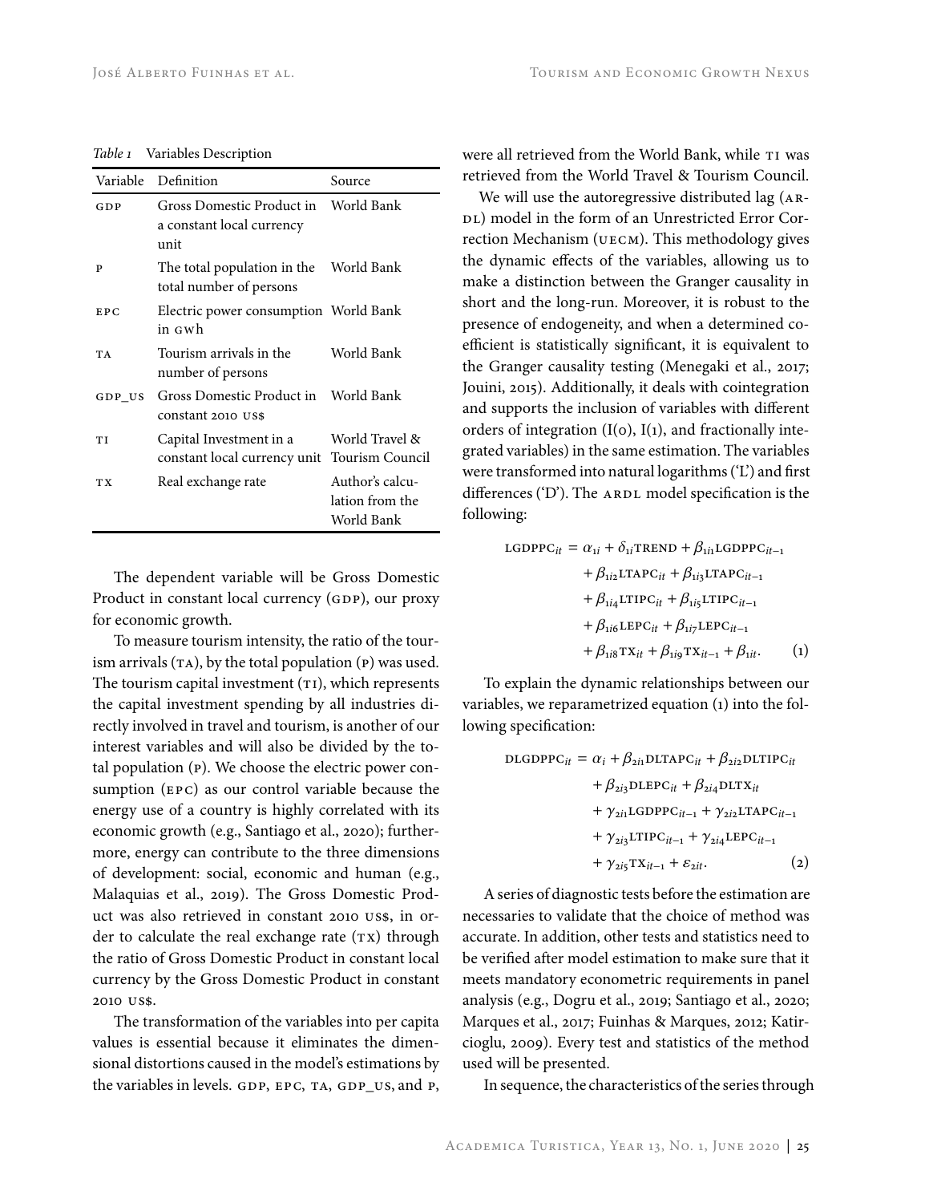*Table 1* Variables Description

| Variable | Definition | Source |
|---|---|---|
| GDP | Gross Domestic Product in a constant local currency unit | World Bank |
| P | The total population in the total number of persons | World Bank |
| EPC | Electric power consumption in GWh | World Bank |
| TA | Tourism arrivals in the number of persons | World Bank |
| GDP_US | Gross Domestic Product in constant 2010 US$ | World Bank |
| TI | Capital Investment in a constant local currency unit | World Travel & Tourism Council |
| TX | Real exchange rate | Author's calculation from the World Bank |

The dependent variable will be Gross Domestic Product in constant local currency (GDP), our proxy for economic growth.

To measure tourism intensity, the ratio of the tourism arrivals (TA), by the total population (P) was used. The tourism capital investment (TI), which represents the capital investment spending by all industries directly involved in travel and tourism, is another of our interest variables and will also be divided by the total population (P). We choose the electric power consumption (EPC) as our control variable because the energy use of a country is highly correlated with its economic growth (e.g., Santiago et al., 2020); furthermore, energy can contribute to the three dimensions of development: social, economic and human (e.g., Malaquias et al., 2019). The Gross Domestic Product was also retrieved in constant 2010 US$, in order to calculate the real exchange rate (TX) through the ratio of Gross Domestic Product in constant local currency by the Gross Domestic Product in constant 2010 US$.

The transformation of the variables into per capita values is essential because it eliminates the dimensional distortions caused in the model's estimations by the variables in levels. GDP, EPC, TA, GDP_US, and P, were all retrieved from the World Bank, while TI was retrieved from the World Travel & Tourism Council.

We will use the autoregressive distributed lag (ARDL) model in the form of an Unrestricted Error Correction Mechanism (UECM). This methodology gives the dynamic effects of the variables, allowing us to make a distinction between the Granger causality in short and the long-run. Moreover, it is robust to the presence of endogeneity, and when a determined coefficient is statistically significant, it is equivalent to the Granger causality testing (Menegaki et al., 2017; Jouini, 2015). Additionally, it deals with cointegration and supports the inclusion of variables with different orders of integration (I(0), I(1), and fractionally integrated variables) in the same estimation. The variables were transformed into natural logarithms ('L') and first differences ('D'). The ARDL model specification is the following:

$$
\begin{aligned}
\text{LGDPPC}_{it} = {} & \alpha_{1i} + \delta_{1i}\text{TREND} + \beta_{1i1}\text{LGDPPC}_{it-1} \\
& + \beta_{1i2}\text{LTAPC}_{it} + \beta_{1i3}\text{LTAPC}_{it-1} \\
& + \beta_{1i4}\text{LTIPC}_{it} + \beta_{1i5}\text{LTIPC}_{it-1} \\
& + \beta_{1i6}\text{LEPC}_{it} + \beta_{1i7}\text{LEPC}_{it-1} \\
& + \beta_{1i8}\text{TX}_{it} + \beta_{1i9}\text{TX}_{it-1} + \beta_{1it}. \qquad (1)
\end{aligned}
$$

To explain the dynamic relationships between our variables, we reparametrized equation (1) into the following specification:

$$
\begin{aligned}
\text{DLGDPPC}_{it} = {} & \alpha_{i} + \beta_{2i1}\text{DLTAPC}_{it} + \beta_{2i2}\text{DLTIPC}_{it} \\
& + \beta_{2i3}\text{DLEPC}_{it} + \beta_{2i4}\text{DLTX}_{it} \\
& + \gamma_{2i1}\text{LGDPPC}_{it-1} + \gamma_{2i2}\text{LTAPC}_{it-1} \\
& + \gamma_{2i3}\text{LTIPC}_{it-1} + \gamma_{2i4}\text{LEPC}_{it-1} \\
& + \gamma_{2i5}\text{TX}_{it-1} + \varepsilon_{2it}. \qquad (2)
\end{aligned}
$$

A series of diagnostic tests before the estimation are necessaries to validate that the choice of method was accurate. In addition, other tests and statistics need to be verified after model estimation to make sure that it meets mandatory econometric requirements in panel analysis (e.g., Dogru et al., 2019; Santiago et al., 2020; Marques et al., 2017; Fuinhas & Marques, 2012; Katircioglu, 2009). Every test and statistics of the method used will be presented.

In sequence, the characteristics of the series through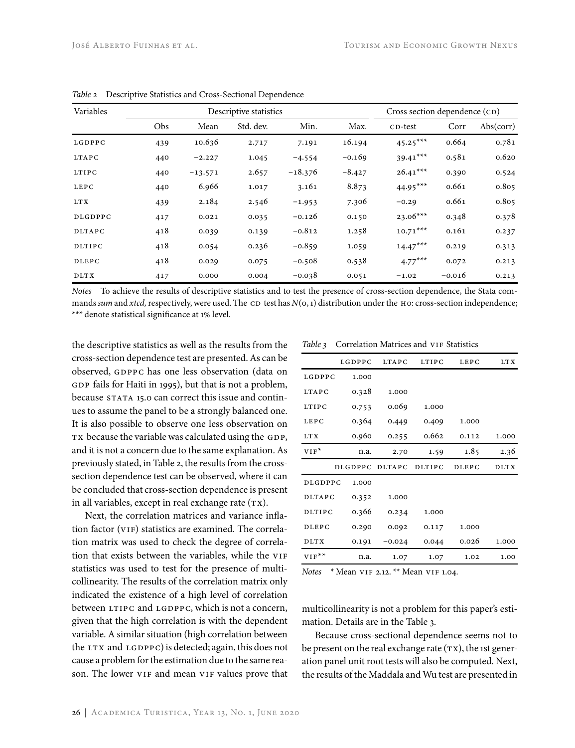*Table 2* Descriptive Statistics and Cross-Sectional Dependence

| Variables | Descriptive statistics | | | | | Cross section dependence (CD) | | |
|---|---|---|---|---|---|---|---|---|
| | Obs | Mean | Std. dev. | Min. | Max. | CD-test | Corr | Abs(corr) |
| LGDPPC | 439 | 10.636 | 2.717 | 7.191 | 16.194 | 45.25*** | 0.664 | 0.781 |
| LTAPC | 440 | −2.227 | 1.045 | −4.554 | −0.169 | 39.41*** | 0.581 | 0.620 |
| LTIPC | 440 | −13.571 | 2.657 | −18.376 | −8.427 | 26.41*** | 0.390 | 0.524 |
| LEPC | 440 | 6.966 | 1.017 | 3.161 | 8.873 | 44.95*** | 0.661 | 0.805 |
| LTX | 439 | 2.184 | 2.546 | −1.953 | 7.306 | −0.29 | 0.661 | 0.805 |
| DLGDPPC | 417 | 0.021 | 0.035 | −0.126 | 0.150 | 23.06*** | 0.348 | 0.378 |
| DLTAPC | 418 | 0.039 | 0.139 | −0.812 | 1.258 | 10.71*** | 0.161 | 0.237 |
| DLTIPC | 418 | 0.054 | 0.236 | −0.859 | 1.059 | 14.47*** | 0.219 | 0.313 |
| DLEPC | 418 | 0.029 | 0.075 | −0.508 | 0.538 | 4.77*** | 0.072 | 0.213 |
| DLTX | 417 | 0.000 | 0.004 | −0.038 | 0.051 | −1.02 | −0.016 | 0.213 |

*Notes* To achieve the results of descriptive statistics and to test the presence of cross-section dependence, the Stata commands *sum* and *xtcd,* respectively, were used. The CD test has $N(0,1)$ distribution under the H0: cross-section independence; *** denote statistical significance at 1% level.

the descriptive statistics as well as the results from the cross-section dependence test are presented. As can be observed, GDPPC has one less observation (data on GDP fails for Haiti in 1995), but that is not a problem, because STATA 15.0 can correct this issue and continues to assume the panel to be a strongly balanced one. It is also possible to observe one less observation on TX because the variable was calculated using the GDP, and it is not a concern due to the same explanation. As previously stated, in Table 2, the results from the cross-section dependence test can be observed, where it can be concluded that cross-section dependence is present in all variables, except in real exchange rate (TX).

Next, the correlation matrices and variance inflation factor (VIF) statistics are examined. The correlation matrix was used to check the degree of correlation that exists between the variables, while the VIF statistics was used to test for the presence of multicollinearity. The results of the correlation matrix only indicated the existence of a high level of correlation between LTIPC and LGDPPC, which is not a concern, given that the high correlation is with the dependent variable. A similar situation (high correlation between the LTX and LGDPPC) is detected; again, this does not cause a problem for the estimation due to the same reason. The lower VIF and mean VIF values prove that multicollinearity is not a problem for this paper's estimation. Details are in the Table 3.

*Table 3* Correlation Matrices and VIF Statistics

| | LGDPPC | LTAPC | LTIPC | LEPC | LTX |
|---|---|---|---|---|---|
| LGDPPC | 1.000 | | | | |
| LTAPC | 0.328 | 1.000 | | | |
| LTIPC | 0.753 | 0.069 | 1.000 | | |
| LEPC | 0.364 | 0.449 | 0.409 | 1.000 | |
| LTX | 0.960 | 0.255 | 0.662 | 0.112 | 1.000 |
| VIF* | n.a. | 2.70 | 1.59 | 1.85 | 2.36 |
| | DLGDPPC | DLTAPC | DLTIPC | DLEPC | DLTX |
| DLGDPPC | 1.000 | | | | |
| DLTAPC | 0.352 | 1.000 | | | |
| DLTIPC | 0.366 | 0.234 | 1.000 | | |
| DLEPC | 0.290 | 0.092 | 0.117 | 1.000 | |
| DLTX | 0.191 | −0.024 | 0.044 | 0.026 | 1.000 |
| VIF** | n.a. | 1.07 | 1.07 | 1.02 | 1.00 |

*Notes* * Mean VIF 2.12. ** Mean VIF 1.04.

Because cross-sectional dependence seems not to be present on the real exchange rate (TX), the 1st generation panel unit root tests will also be computed. Next, the results of the Maddala and Wu test are presented in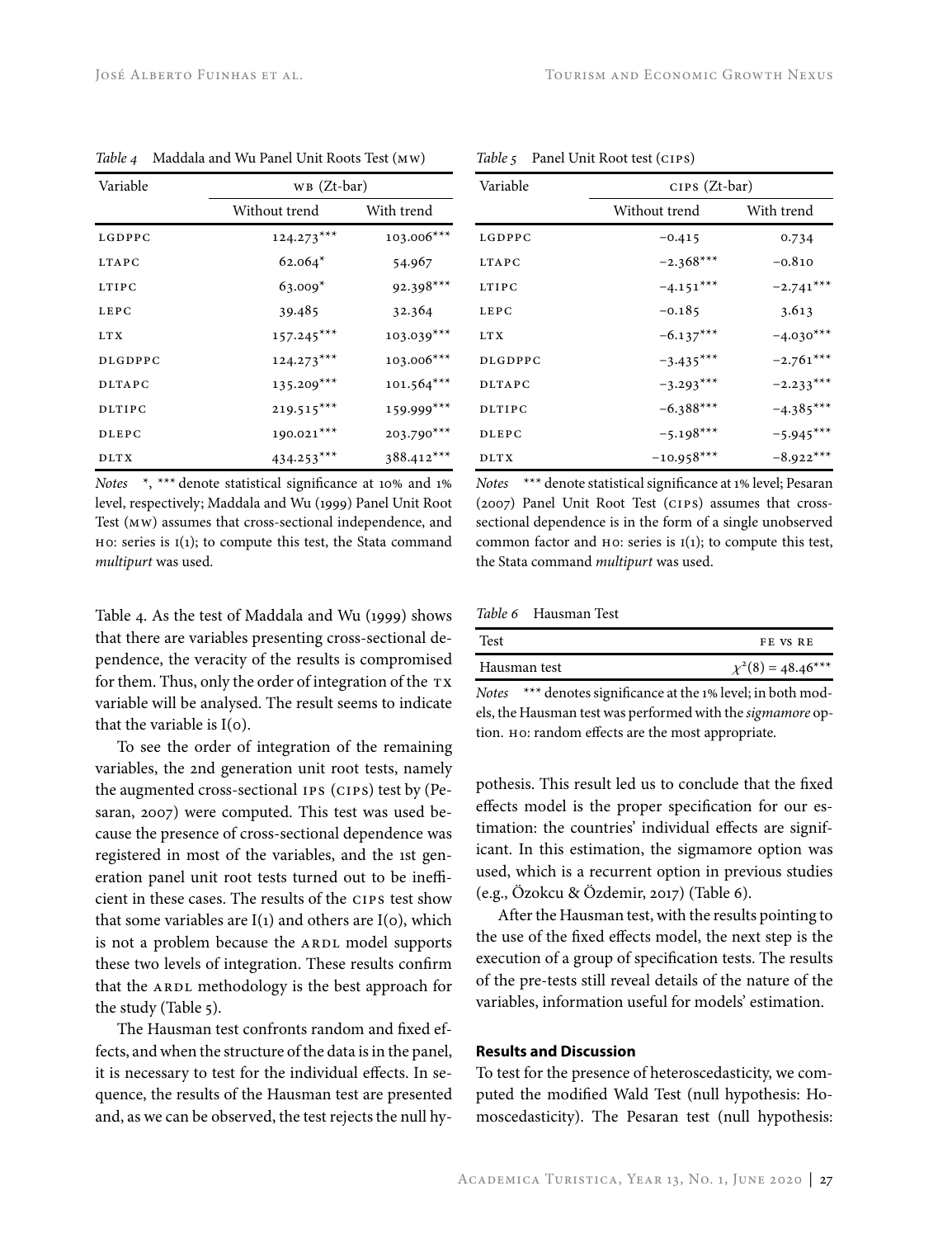*Table 4* Maddala and Wu Panel Unit Roots Test (MW)

| Variable | WB (Zt-bar) | |
|---|---|---|
| | Without trend | With trend |
| LGDPPC | 124.273*** | 103.006*** |
| LTAPC | 62.064* | 54.967 |
| LTIPC | 63.009* | 92.398*** |
| LEPC | 39.485 | 32.364 |
| LTX | 157.245*** | 103.039*** |
| DLGDPPC | 124.273*** | 103.006*** |
| DLTAPC | 135.209*** | 101.564*** |
| DLTIPC | 219.515*** | 159.999*** |
| DLEPC | 190.021*** | 203.790*** |
| DLTX | 434.253*** | 388.412*** |

*Notes* *, *** denote statistical significance at 10% and 1% level, respectively; Maddala and Wu (1999) Panel Unit Root Test (MW) assumes that cross-sectional independence, and H0: series is I(1); to compute this test, the Stata command *multipurt* was used.

Table 4. As the test of Maddala and Wu (1999) shows that there are variables presenting cross-sectional dependence, the veracity of the results is compromised for them. Thus, only the order of integration of the TX variable will be analysed. The result seems to indicate that the variable is I(0).

To see the order of integration of the remaining variables, the 2nd generation unit root tests, namely the augmented cross-sectional IPS (CIPS) test by (Pesaran, 2007) were computed. This test was used because the presence of cross-sectional dependence was registered in most of the variables, and the 1st generation panel unit root tests turned out to be inefficient in these cases. The results of the CIPS test show that some variables are I(1) and others are I(0), which is not a problem because the ARDL model supports these two levels of integration. These results confirm that the ARDL methodology is the best approach for the study (Table 5).

The Hausman test confronts random and fixed effects, and when the structure of the data is in the panel, it is necessary to test for the individual effects. In sequence, the results of the Hausman test are presented and, as we can be observed, the test rejects the null hypothesis. This result led us to conclude that the fixed effects model is the proper specification for our estimation: the countries' individual effects are significant. In this estimation, the sigmamore option was used, which is a recurrent option in previous studies (e.g., Özokcu & Özdemir, 2017) (Table 6).

*Table 5* Panel Unit Root test (CIPS)

| Variable | CIPS (Zt-bar) | |
|---|---|---|
| | Without trend | With trend |
| LGDPPC | −0.415 | 0.734 |
| LTAPC | −2.368*** | −0.810 |
| LTIPC | −4.151*** | −2.741*** |
| LEPC | −0.185 | 3.613 |
| LTX | −6.137*** | −4.030*** |
| DLGDPPC | −3.435*** | −2.761*** |
| DLTAPC | −3.293*** | −2.233*** |
| DLTIPC | −6.388*** | −4.385*** |
| DLEPC | −5.198*** | −5.945*** |
| DLTX | −10.958*** | −8.922*** |

*Notes* *** denote statistical significance at 1% level; Pesaran (2007) Panel Unit Root Test (CIPS) assumes that cross-sectional dependence is in the form of a single unobserved common factor and H0: series is I(1); to compute this test, the Stata command *multipurt* was used.

*Table 6* Hausman Test

| Test | FE VS RE |
|---|---|
| Hausman test | $\chi^2(8) = 48.46$*** |

*Notes* *** denotes significance at the 1% level; in both models, the Hausman test was performed with the *sigmamore* option. H0: random effects are the most appropriate.

After the Hausman test, with the results pointing to the use of the fixed effects model, the next step is the execution of a group of specification tests. The results of the pre-tests still reveal details of the nature of the variables, information useful for models' estimation.

## Results and Discussion

To test for the presence of heteroscedasticity, we computed the modified Wald Test (null hypothesis: Homoscedasticity). The Pesaran test (null hypothesis: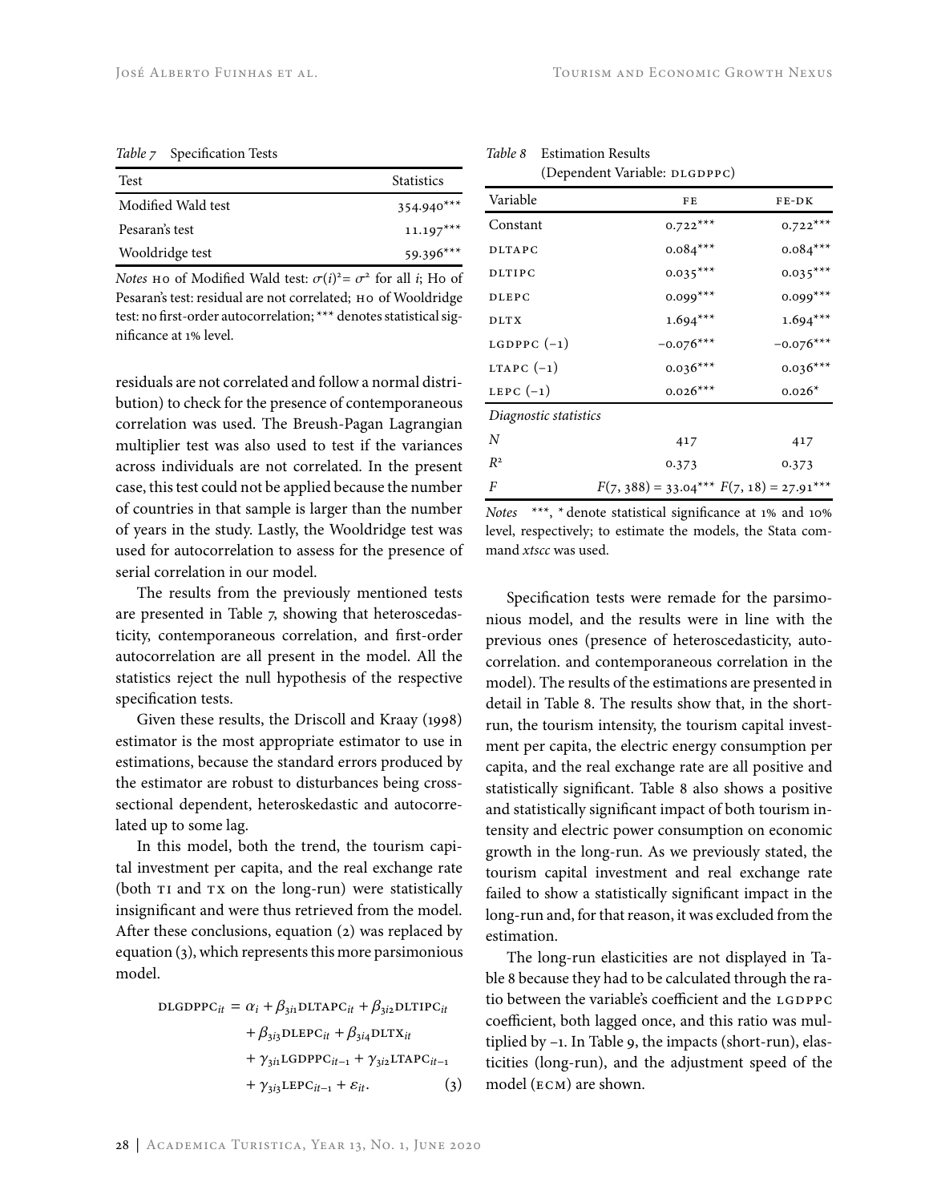*Table 7* Specification Tests

| Test | Statistics |
|---|---|
| Modified Wald test | 354.940*** |
| Pesaran's test | 11.197*** |
| Wooldridge test | 59.396*** |

*Notes* H0 of Modified Wald test: $\sigma(i)^2 = \sigma^2$ for all $i$; Ho of Pesaran's test: residual are not correlated; H0 of Wooldridge test: no first-order autocorrelation; *** denotes statistical significance at 1% level.

residuals are not correlated and follow a normal distribution) to check for the presence of contemporaneous correlation was used. The Breush-Pagan Lagrangian multiplier test was also used to test if the variances across individuals are not correlated. In the present case, this test could not be applied because the number of countries in that sample is larger than the number of years in the study. Lastly, the Wooldridge test was used for autocorrelation to assess for the presence of serial correlation in our model.

The results from the previously mentioned tests are presented in Table 7, showing that heteroscedasticity, contemporaneous correlation, and first-order autocorrelation are all present in the model. All the statistics reject the null hypothesis of the respective specification tests.

Given these results, the Driscoll and Kraay (1998) estimator is the most appropriate estimator to use in estimations, because the standard errors produced by the estimator are robust to disturbances being cross-sectional dependent, heteroskedastic and autocorrelated up to some lag.

In this model, both the trend, the tourism capital investment per capita, and the real exchange rate (both TI and TX on the long-run) were statistically insignificant and were thus retrieved from the model. After these conclusions, equation (2) was replaced by equation (3), which represents this more parsimonious model.

$$
\begin{aligned}
\text{DLGDPPC}_{it} = {} & \alpha_i + \beta_{3i1}\text{DLTAPC}_{it} + \beta_{3i2}\text{DLTIPC}_{it} \\
& + \beta_{3i3}\text{DLEPC}_{it} + \beta_{3i4}\text{DLTX}_{it} \\
& + \gamma_{3i1}\text{LGDPPC}_{it-1} + \gamma_{3i2}\text{LTAPC}_{it-1} \\
& + \gamma_{3i3}\text{LEPC}_{it-1} + \varepsilon_{it}. \qquad (3)
\end{aligned}
$$

*Table 8* Estimation Results (Dependent Variable: DLGDPPC)

| Variable | FE | FE-DK |
|---|---|---|
| Constant | 0.722*** | 0.722*** |
| DLTAPC | 0.084*** | 0.084*** |
| DLTIPC | 0.035*** | 0.035*** |
| DLEPC | 0.099*** | 0.099*** |
| DLTX | 1.694*** | 1.694*** |
| LGDPPC (−1) | −0.076*** | −0.076*** |
| LTAPC (−1) | 0.036*** | 0.036*** |
| LEPC (−1) | 0.026*** | 0.026* |
| *Diagnostic statistics* | | |
| $N$ | 417 | 417 |
| $R^2$ | 0.373 | 0.373 |
| $F$ | $F(7, 388) = 33.04$*** | $F(7, 18) = 27.91$*** |

*Notes* ***, * denote statistical significance at 1% and 10% level, respectively; to estimate the models, the Stata command *xtscc* was used.

Specification tests were remade for the parsimonious model, and the results were in line with the previous ones (presence of heteroscedasticity, autocorrelation. and contemporaneous correlation in the model). The results of the estimations are presented in detail in Table 8. The results show that, in the short-run, the tourism intensity, the tourism capital investment per capita, the electric energy consumption per capita, and the real exchange rate are all positive and statistically significant. Table 8 also shows a positive and statistically significant impact of both tourism intensity and electric power consumption on economic growth in the long-run. As we previously stated, the tourism capital investment and real exchange rate failed to show a statistically significant impact in the long-run and, for that reason, it was excluded from the estimation.

The long-run elasticities are not displayed in Table 8 because they had to be calculated through the ratio between the variable's coefficient and the LGDPPC coefficient, both lagged once, and this ratio was multiplied by −1. In Table 9, the impacts (short-run), elasticities (long-run), and the adjustment speed of the model (ECM) are shown.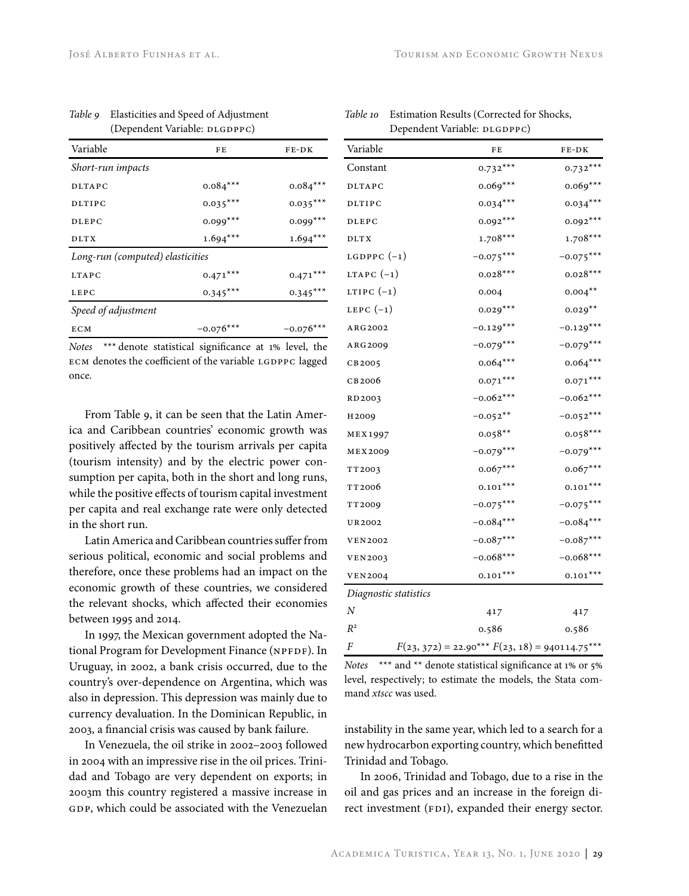*Table 9* Elasticities and Speed of Adjustment (Dependent Variable: DLGDPPC)

| Variable | FE | FE-DK |
|---|---|---|
| *Short-run impacts* | | |
| DLTAPC | 0.084*** | 0.084*** |
| DLTIPC | 0.035*** | 0.035*** |
| DLEPC | 0.099*** | 0.099*** |
| DLTX | 1.694*** | 1.694*** |
| *Long-run (computed) elasticities* | | |
| LTAPC | 0.471*** | 0.471*** |
| LEPC | 0.345*** | 0.345*** |
| *Speed of adjustment* | | |
| ECM | −0.076*** | −0.076*** |

*Notes* *** denote statistical significance at 1% level, the ECM denotes the coefficient of the variable LGDPPC lagged once.

From Table 9, it can be seen that the Latin America and Caribbean countries' economic growth was positively affected by the tourism arrivals per capita (tourism intensity) and by the electric power consumption per capita, both in the short and long runs, while the positive effects of tourism capital investment per capita and real exchange rate were only detected in the short run.

Latin America and Caribbean countries suffer from serious political, economic and social problems and therefore, once these problems had an impact on the economic growth of these countries, we considered the relevant shocks, which affected their economies between 1995 and 2014.

In 1997, the Mexican government adopted the National Program for Development Finance (NPFDF). In Uruguay, in 2002, a bank crisis occurred, due to the country's over-dependence on Argentina, which was also in depression. This depression was mainly due to currency devaluation. In the Dominican Republic, in 2003, a financial crisis was caused by bank failure.

In Venezuela, the oil strike in 2002–2003 followed in 2004 with an impressive rise in the oil prices. Trinidad and Tobago are very dependent on exports; in 2003m this country registered a massive increase in GDP, which could be associated with the Venezuelan instability in the same year, which led to a search for a new hydrocarbon exporting country, which benefitted Trinidad and Tobago.

*Table 10* Estimation Results (Corrected for Shocks, Dependent Variable: DLGDPPC)

| Variable | FE | FE-DK |
|---|---|---|
| Constant | 0.732*** | 0.732*** |
| DLTAPC | 0.069*** | 0.069*** |
| DLTIPC | 0.034*** | 0.034*** |
| DLEPC | 0.092*** | 0.092*** |
| DLTX | 1.708*** | 1.708*** |
| LGDPPC (−1) | −0.075*** | −0.075*** |
| LTAPC (−1) | 0.028*** | 0.028*** |
| LTIPC (−1) | 0.004 | 0.004** |
| LEPC (−1) | 0.029*** | 0.029** |
| ARG2002 | −0.129*** | −0.129*** |
| ARG2009 | −0.079*** | −0.079*** |
| CB2005 | 0.064*** | 0.064*** |
| CB2006 | 0.071*** | 0.071*** |
| RD2003 | −0.062*** | −0.062*** |
| H2009 | −0.052** | −0.052*** |
| MEX1997 | 0.058** | 0.058*** |
| MEX2009 | −0.079*** | −0.079*** |
| TT2003 | 0.067*** | 0.067*** |
| TT2006 | 0.101*** | 0.101*** |
| TT2009 | −0.075*** | −0.075*** |
| UR2002 | −0.084*** | −0.084*** |
| VEN2002 | −0.087*** | −0.087*** |
| VEN2003 | −0.068*** | −0.068*** |
| VEN2004 | 0.101*** | 0.101*** |
| *Diagnostic statistics* | | |
| $N$ | 417 | 417 |
| $R^2$ | 0.586 | 0.586 |
| $F$ | $F(23, 372) = 22.90$*** | $F(23, 18) = 940114.75$*** |

*Notes* *** and ** denote statistical significance at 1% or 5% level, respectively; to estimate the models, the Stata command *xtscc* was used.

In 2006, Trinidad and Tobago, due to a rise in the oil and gas prices and an increase in the foreign direct investment (FDI), expanded their energy sector.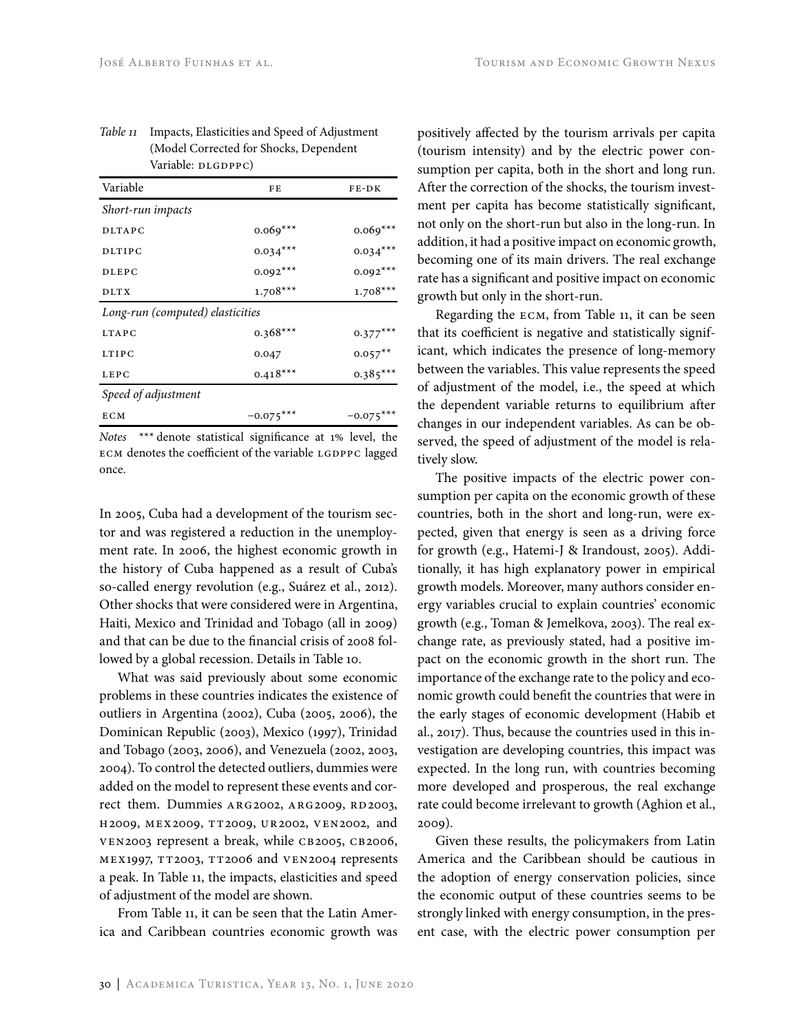*Table 11* Impacts, Elasticities and Speed of Adjustment (Model Corrected for Shocks, Dependent Variable: DLGDPPC)

| Variable | FE | FE-DK |
|---|---|---|
| *Short-run impacts* | | |
| DLTAPC | 0.069*** | 0.069*** |
| DLTIPC | 0.034*** | 0.034*** |
| DLEPC | 0.092*** | 0.092*** |
| DLTX | 1.708*** | 1.708*** |
| *Long-run (computed) elasticities* | | |
| LTAPC | 0.368*** | 0.377*** |
| LTIPC | 0.047 | 0.057** |
| LEPC | 0.418*** | 0.385*** |
| *Speed of adjustment* | | |
| ECM | −0.075*** | −0.075*** |

*Notes* *** denote statistical significance at 1% level, the ECM denotes the coefficient of the variable LGDPPC lagged once.

In 2005, Cuba had a development of the tourism sector and was registered a reduction in the unemployment rate. In 2006, the highest economic growth in the history of Cuba happened as a result of Cuba's so-called energy revolution (e.g., Suárez et al., 2012). Other shocks that were considered were in Argentina, Haiti, Mexico and Trinidad and Tobago (all in 2009) and that can be due to the financial crisis of 2008 followed by a global recession. Details in Table 10.

What was said previously about some economic problems in these countries indicates the existence of outliers in Argentina (2002), Cuba (2005, 2006), the Dominican Republic (2003), Mexico (1997), Trinidad and Tobago (2003, 2006), and Venezuela (2002, 2003, 2004). To control the detected outliers, dummies were added on the model to represent these events and correct them. Dummies ARG2002, ARG2009, RD2003, H2009, MEX2009, TT2009, UR2002, VEN2002, and VEN2003 represent a break, while CB2005, CB2006, MEX1997, TT2003, TT2006 and VEN2004 represents a peak. In Table 11, the impacts, elasticities and speed of adjustment of the model are shown.

From Table 11, it can be seen that the Latin America and Caribbean countries economic growth was positively affected by the tourism arrivals per capita (tourism intensity) and by the electric power consumption per capita, both in the short and long run. After the correction of the shocks, the tourism investment per capita has become statistically significant, not only on the short-run but also in the long-run. In addition, it had a positive impact on economic growth, becoming one of its main drivers. The real exchange rate has a significant and positive impact on economic growth but only in the short-run.

Regarding the ECM, from Table 11, it can be seen that its coefficient is negative and statistically significant, which indicates the presence of long-memory between the variables. This value represents the speed of adjustment of the model, i.e., the speed at which the dependent variable returns to equilibrium after changes in our independent variables. As can be observed, the speed of adjustment of the model is relatively slow.

The positive impacts of the electric power consumption per capita on the economic growth of these countries, both in the short and long-run, were expected, given that energy is seen as a driving force for growth (e.g., Hatemi-J & Irandoust, 2005). Additionally, it has high explanatory power in empirical growth models. Moreover, many authors consider energy variables crucial to explain countries' economic growth (e.g., Toman & Jemelkova, 2003). The real exchange rate, as previously stated, had a positive impact on the economic growth in the short run. The importance of the exchange rate to the policy and economic growth could benefit the countries that were in the early stages of economic development (Habib et al., 2017). Thus, because the countries used in this investigation are developing countries, this impact was expected. In the long run, with countries becoming more developed and prosperous, the real exchange rate could become irrelevant to growth (Aghion et al., 2009).

Given these results, the policymakers from Latin America and the Caribbean should be cautious in the adoption of energy conservation policies, since the economic output of these countries seems to be strongly linked with energy consumption, in the present case, with the electric power consumption per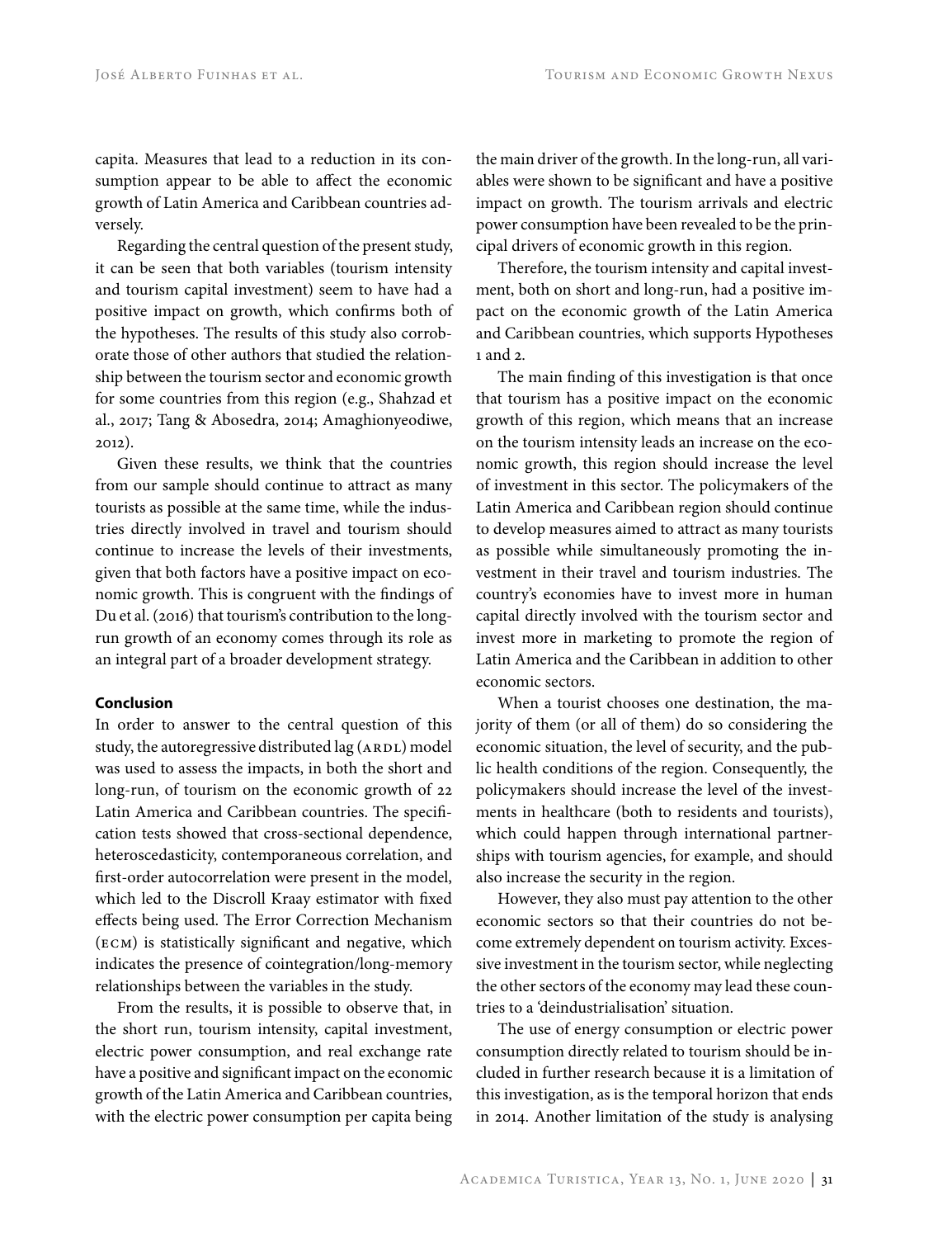capita. Measures that lead to a reduction in its consumption appear to be able to affect the economic growth of Latin America and Caribbean countries adversely.

Regarding the central question of the present study, it can be seen that both variables (tourism intensity and tourism capital investment) seem to have had a positive impact on growth, which confirms both of the hypotheses. The results of this study also corroborate those of other authors that studied the relationship between the tourism sector and economic growth for some countries from this region (e.g., Shahzad et al., 2017; Tang & Abosedra, 2014; Amaghionyeodiwe, 2012).

Given these results, we think that the countries from our sample should continue to attract as many tourists as possible at the same time, while the industries directly involved in travel and tourism should continue to increase the levels of their investments, given that both factors have a positive impact on economic growth. This is congruent with the findings of Du et al. (2016) that tourism's contribution to the long-run growth of an economy comes through its role as an integral part of a broader development strategy.

## Conclusion

In order to answer to the central question of this study, the autoregressive distributed lag (ARDL) model was used to assess the impacts, in both the short and long-run, of tourism on the economic growth of 22 Latin America and Caribbean countries. The specification tests showed that cross-sectional dependence, heteroscedasticity, contemporaneous correlation, and first-order autocorrelation were present in the model, which led to the Discroll Kraay estimator with fixed effects being used. The Error Correction Mechanism (ECM) is statistically significant and negative, which indicates the presence of cointegration/long-memory relationships between the variables in the study.

From the results, it is possible to observe that, in the short run, tourism intensity, capital investment, electric power consumption, and real exchange rate have a positive and significant impact on the economic growth of the Latin America and Caribbean countries, with the electric power consumption per capita being the main driver of the growth. In the long-run, all variables were shown to be significant and have a positive impact on growth. The tourism arrivals and electric power consumption have been revealed to be the principal drivers of economic growth in this region.

Therefore, the tourism intensity and capital investment, both on short and long-run, had a positive impact on the economic growth of the Latin America and Caribbean countries, which supports Hypotheses 1 and 2.

The main finding of this investigation is that once that tourism has a positive impact on the economic growth of this region, which means that an increase on the tourism intensity leads an increase on the economic growth, this region should increase the level of investment in this sector. The policymakers of the Latin America and Caribbean region should continue to develop measures aimed to attract as many tourists as possible while simultaneously promoting the investment in their travel and tourism industries. The country's economies have to invest more in human capital directly involved with the tourism sector and invest more in marketing to promote the region of Latin America and the Caribbean in addition to other economic sectors.

When a tourist chooses one destination, the majority of them (or all of them) do so considering the economic situation, the level of security, and the public health conditions of the region. Consequently, the policymakers should increase the level of the investments in healthcare (both to residents and tourists), which could happen through international partnerships with tourism agencies, for example, and should also increase the security in the region.

However, they also must pay attention to the other economic sectors so that their countries do not become extremely dependent on tourism activity. Excessive investment in the tourism sector, while neglecting the other sectors of the economy may lead these countries to a 'deindustrialisation' situation.

The use of energy consumption or electric power consumption directly related to tourism should be included in further research because it is a limitation of this investigation, as is the temporal horizon that ends in 2014. Another limitation of the study is analysing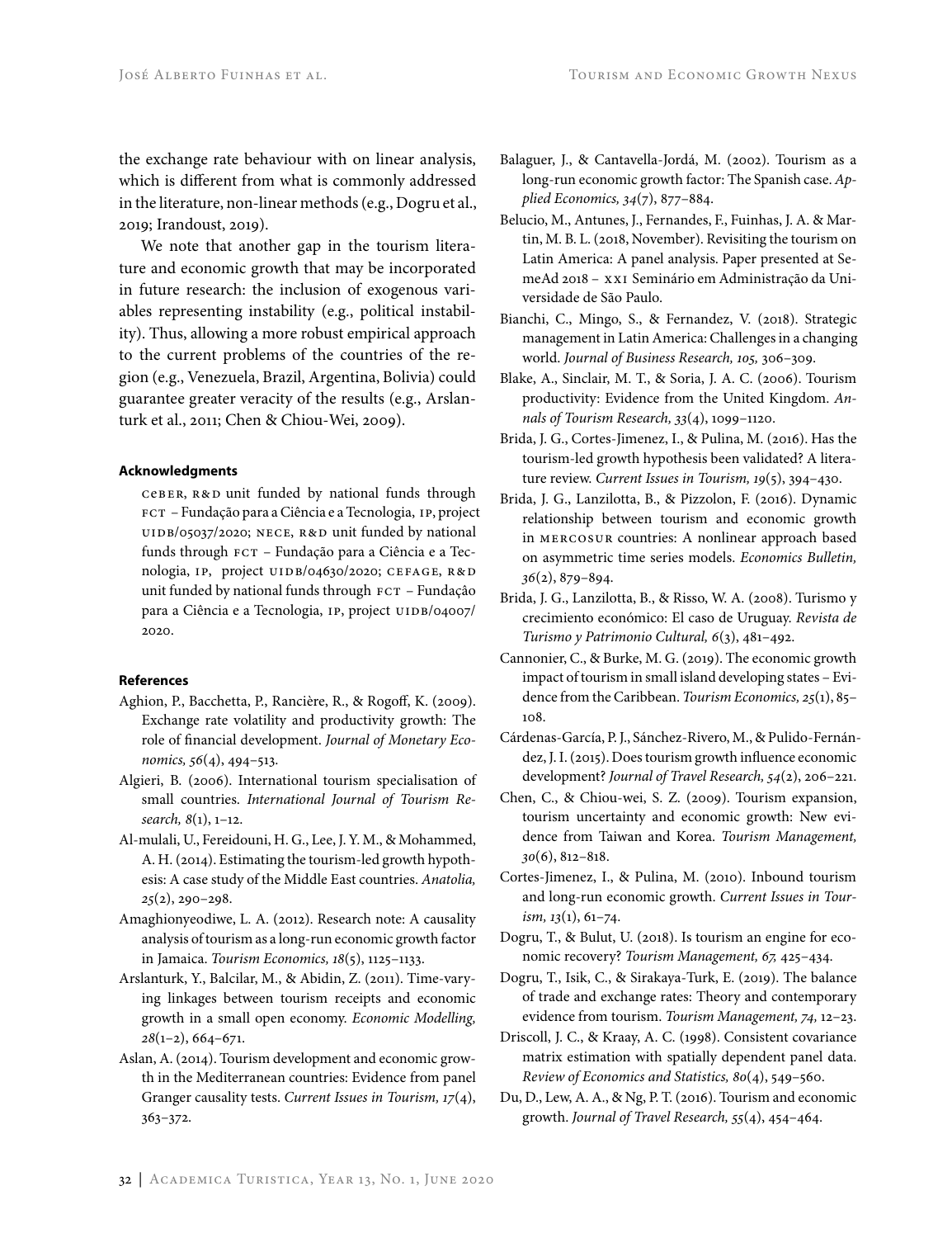the exchange rate behaviour with on linear analysis, which is different from what is commonly addressed in the literature, non-linear methods (e.g., Dogru et al., 2019; Irandoust, 2019).

We note that another gap in the tourism literature and economic growth that may be incorporated in future research: the inclusion of exogenous variables representing instability (e.g., political instability). Thus, allowing a more robust empirical approach to the current problems of the countries of the region (e.g., Venezuela, Brazil, Argentina, Bolivia) could guarantee greater veracity of the results (e.g., Arslanturk et al., 2011; Chen & Chiou-Wei, 2009).

#### Acknowledgments

CeBER, R&D unit funded by national funds through FCT – Fundação para a Ciência e a Tecnologia, IP, project UIDB/05037/2020; NECE, R&D unit funded by national funds through FCT – Fundação para a Ciência e a Tecnologia, IP, project UIDB/04630/2020; CEFAGE, R&D unit funded by national funds through FCT – Fundaçâo para a Ciência e a Tecnologia, IP, project UIDB/04007/2020.

#### References

Aghion, P., Bacchetta, P., Rancière, R., & Rogoff, K. (2009). Exchange rate volatility and productivity growth: The role of financial development. *Journal of Monetary Economics, 56*(4), 494–513.

Algieri, B. (2006). International tourism specialisation of small countries. *International Journal of Tourism Research, 8*(1), 1–12.

Al-mulali, U., Fereidouni, H. G., Lee, J. Y. M., & Mohammed, A. H. (2014). Estimating the tourism-led growth hypothesis: A case study of the Middle East countries. *Anatolia, 25*(2), 290–298.

Amaghionyeodiwe, L. A. (2012). Research note: A causality analysis of tourism as a long-run economic growth factor in Jamaica. *Tourism Economics, 18*(5), 1125–1133.

Arslanturk, Y., Balcilar, M., & Abidin, Z. (2011). Time-varying linkages between tourism receipts and economic growth in a small open economy. *Economic Modelling, 28*(1–2), 664–671.

Aslan, A. (2014). Tourism development and economic growth in the Mediterranean countries: Evidence from panel Granger causality tests. *Current Issues in Tourism, 17*(4), 363–372.

Balaguer, J., & Cantavella-Jordá, M. (2002). Tourism as a long-run economic growth factor: The Spanish case. *Applied Economics, 34*(7), 877–884.

Belucio, M., Antunes, J., Fernandes, F., Fuinhas, J. A. & Martin, M. B. L. (2018, November). Revisiting the tourism on Latin America: A panel analysis. Paper presented at SemeAd 2018 – XXI Seminário em Administração da Universidade de São Paulo.

Bianchi, C., Mingo, S., & Fernandez, V. (2018). Strategic management in Latin America: Challenges in a changing world. *Journal of Business Research, 105,* 306–309.

Blake, A., Sinclair, M. T., & Soria, J. A. C. (2006). Tourism productivity: Evidence from the United Kingdom. *Annals of Tourism Research, 33*(4), 1099–1120.

Brida, J. G., Cortes-Jimenez, I., & Pulina, M. (2016). Has the tourism-led growth hypothesis been validated? A literature review. *Current Issues in Tourism, 19*(5), 394–430.

Brida, J. G., Lanzilotta, B., & Pizzolon, F. (2016). Dynamic relationship between tourism and economic growth in MERCOSUR countries: A nonlinear approach based on asymmetric time series models. *Economics Bulletin, 36*(2), 879–894.

Brida, J. G., Lanzilotta, B., & Risso, W. A. (2008). Turismo y crecimiento económico: El caso de Uruguay. *Revista de Turismo y Patrimonio Cultural, 6*(3), 481–492.

Cannonier, C., & Burke, M. G. (2019). The economic growth impact of tourism in small island developing states – Evidence from the Caribbean. *Tourism Economics, 25*(1), 85–108.

Cárdenas-García, P. J., Sánchez-Rivero, M., & Pulido-Fernández, J. I. (2015). Does tourism growth influence economic development? *Journal of Travel Research, 54*(2), 206–221.

Chen, C., & Chiou-wei, S. Z. (2009). Tourism expansion, tourism uncertainty and economic growth: New evidence from Taiwan and Korea. *Tourism Management, 30*(6), 812–818.

Cortes-Jimenez, I., & Pulina, M. (2010). Inbound tourism and long-run economic growth. *Current Issues in Tourism, 13*(1), 61–74.

Dogru, T., & Bulut, U. (2018). Is tourism an engine for economic recovery? *Tourism Management, 67,* 425–434.

Dogru, T., Isik, C., & Sirakaya-Turk, E. (2019). The balance of trade and exchange rates: Theory and contemporary evidence from tourism. *Tourism Management, 74,* 12–23.

Driscoll, J. C., & Kraay, A. C. (1998). Consistent covariance matrix estimation with spatially dependent panel data. *Review of Economics and Statistics, 80*(4), 549–560.

Du, D., Lew, A. A., & Ng, P. T. (2016). Tourism and economic growth. *Journal of Travel Research, 55*(4), 454–464.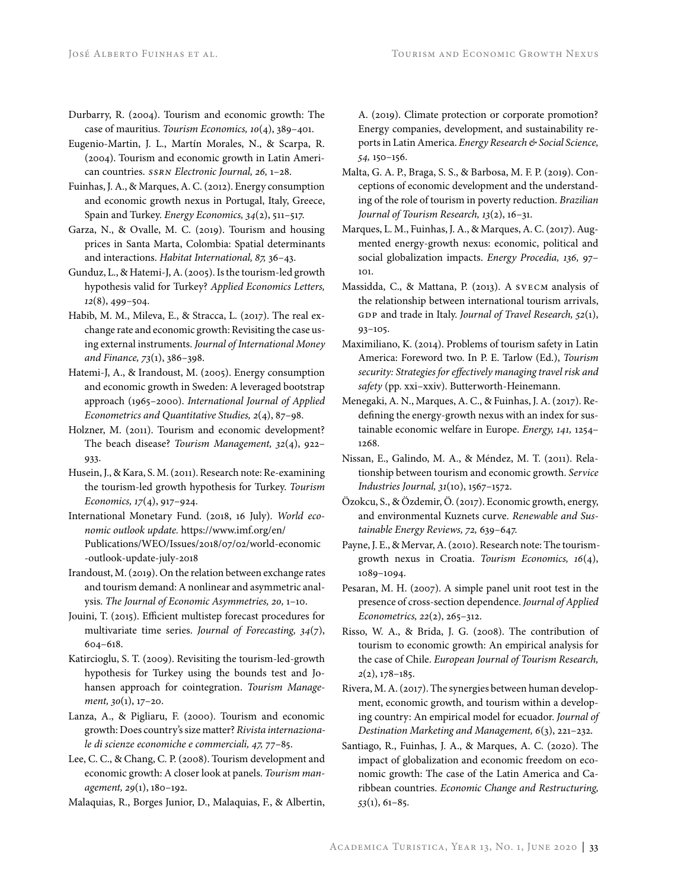Durbarry, R. (2004). Tourism and economic growth: The case of mauritius. *Tourism Economics, 10*(4), 389–401.

Eugenio-Martin, J. L., Martín Morales, N., & Scarpa, R. (2004). Tourism and economic growth in Latin American countries. *SSRN Electronic Journal, 26,* 1–28.

Fuinhas, J. A., & Marques, A. C. (2012). Energy consumption and economic growth nexus in Portugal, Italy, Greece, Spain and Turkey. *Energy Economics, 34*(2), 511–517.

Garza, N., & Ovalle, M. C. (2019). Tourism and housing prices in Santa Marta, Colombia: Spatial determinants and interactions. *Habitat International, 87,* 36–43.

Gunduz, L., & Hatemi-J, A. (2005). Is the tourism-led growth hypothesis valid for Turkey? *Applied Economics Letters, 12*(8), 499–504.

Habib, M. M., Mileva, E., & Stracca, L. (2017). The real exchange rate and economic growth: Revisiting the case using external instruments. *Journal of International Money and Finance, 73*(1), 386–398.

Hatemi-J, A., & Irandoust, M. (2005). Energy consumption and economic growth in Sweden: A leveraged bootstrap approach (1965–2000). *International Journal of Applied Econometrics and Quantitative Studies, 2*(4), 87–98.

Holzner, M. (2011). Tourism and economic development? The beach disease? *Tourism Management, 32*(4), 922–933.

Husein, J., & Kara, S. M. (2011). Research note: Re-examining the tourism-led growth hypothesis for Turkey. *Tourism Economics, 17*(4), 917–924.

International Monetary Fund. (2018, 16 July). *World economic outlook update.* https://www.imf.org/en/Publications/WEO/Issues/2018/07/02/world-economic-outlook-update-july-2018

Irandoust, M. (2019). On the relation between exchange rates and tourism demand: A nonlinear and asymmetric analysis. *The Journal of Economic Asymmetries, 20,* 1–10.

Jouini, T. (2015). Efficient multistep forecast procedures for multivariate time series. *Journal of Forecasting, 34*(7), 604–618.

Katircioglu, S. T. (2009). Revisiting the tourism-led-growth hypothesis for Turkey using the bounds test and Johansen approach for cointegration. *Tourism Management, 30*(1), 17–20.

Lanza, A., & Pigliaru, F. (2000). Tourism and economic growth: Does country's size matter? *Rivista internazionale di scienze economiche e commerciali, 47,* 77–85.

Lee, C. C., & Chang, C. P. (2008). Tourism development and economic growth: A closer look at panels. *Tourism management, 29*(1), 180–192.

Malaquias, R., Borges Junior, D., Malaquias, F., & Albertin, A. (2019). Climate protection or corporate promotion? Energy companies, development, and sustainability reports in Latin America. *Energy Research & Social Science, 54,* 150–156.

Malta, G. A. P., Braga, S. S., & Barbosa, M. F. P. (2019). Conceptions of economic development and the understanding of the role of tourism in poverty reduction. *Brazilian Journal of Tourism Research, 13*(2), 16–31.

Marques, L. M., Fuinhas, J. A., & Marques, A. C. (2017). Augmented energy-growth nexus: economic, political and social globalization impacts. *Energy Procedia, 136,* 97–101.

Massidda, C., & Mattana, P. (2013). A SVECM analysis of the relationship between international tourism arrivals, GDP and trade in Italy. *Journal of Travel Research, 52*(1), 93–105.

Maximiliano, K. (2014). Problems of tourism safety in Latin America: Foreword two. In P. E. Tarlow (Ed.), *Tourism security: Strategies for effectively managing travel risk and safety* (pp. xxi–xxiv). Butterworth-Heinemann.

Menegaki, A. N., Marques, A. C., & Fuinhas, J. A. (2017). Redefining the energy-growth nexus with an index for sustainable economic welfare in Europe. *Energy, 141,* 1254–1268.

Nissan, E., Galindo, M. A., & Méndez, M. T. (2011). Relationship between tourism and economic growth. *Service Industries Journal, 31*(10), 1567–1572.

Özokcu, S., & Özdemir, Ö. (2017). Economic growth, energy, and environmental Kuznets curve. *Renewable and Sustainable Energy Reviews, 72,* 639–647.

Payne, J. E., & Mervar, A. (2010). Research note: The tourism-growth nexus in Croatia. *Tourism Economics, 16*(4), 1089–1094.

Pesaran, M. H. (2007). A simple panel unit root test in the presence of cross-section dependence. *Journal of Applied Econometrics, 22*(2), 265–312.

Risso, W. A., & Brida, J. G. (2008). The contribution of tourism to economic growth: An empirical analysis for the case of Chile. *European Journal of Tourism Research, 2*(2), 178–185.

Rivera, M. A. (2017). The synergies between human development, economic growth, and tourism within a developing country: An empirical model for ecuador. *Journal of Destination Marketing and Management, 6*(3), 221–232.

Santiago, R., Fuinhas, J. A., & Marques, A. C. (2020). The impact of globalization and economic freedom on economic growth: The case of the Latin America and Caribbean countries. *Economic Change and Restructuring, 53*(1), 61–85.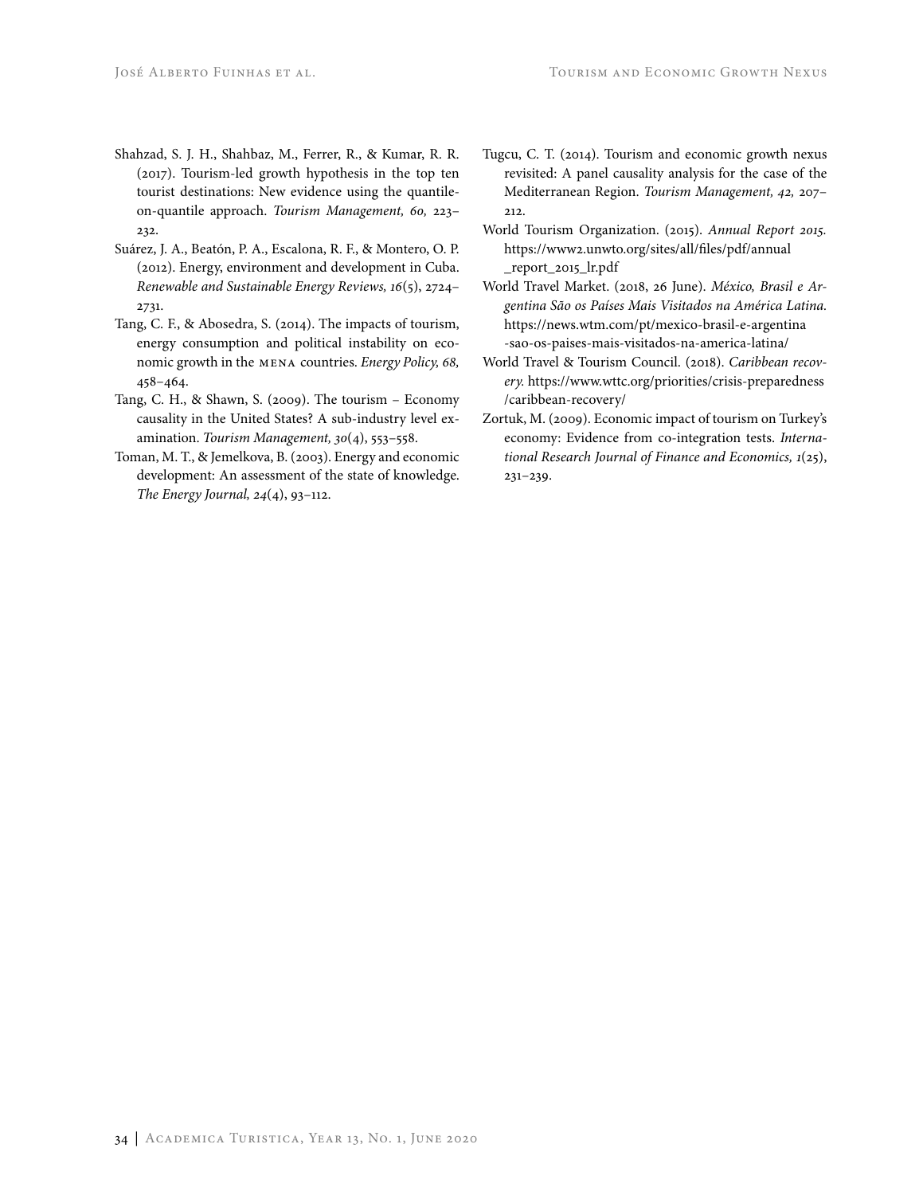Shahzad, S. J. H., Shahbaz, M., Ferrer, R., & Kumar, R. R. (2017). Tourism-led growth hypothesis in the top ten tourist destinations: New evidence using the quantile-on-quantile approach. *Tourism Management, 60,* 223–232.

Suárez, J. A., Beatón, P. A., Escalona, R. F., & Montero, O. P. (2012). Energy, environment and development in Cuba. *Renewable and Sustainable Energy Reviews, 16*(5), 2724–2731.

Tang, C. F., & Abosedra, S. (2014). The impacts of tourism, energy consumption and political instability on economic growth in the MENA countries. *Energy Policy, 68,* 458–464.

Tang, C. H., & Shawn, S. (2009). The tourism – Economy causality in the United States? A sub-industry level examination. *Tourism Management, 30*(4), 553–558.

Toman, M. T., & Jemelkova, B. (2003). Energy and economic development: An assessment of the state of knowledge. *The Energy Journal, 24*(4), 93–112.

Tugcu, C. T. (2014). Tourism and economic growth nexus revisited: A panel causality analysis for the case of the Mediterranean Region. *Tourism Management, 42,* 207–212.

World Tourism Organization. (2015). *Annual Report 2015.* https://www2.unwto.org/sites/all/files/pdf/annual_report_2015_lr.pdf

World Travel Market. (2018, 26 June). *México, Brasil e Argentina São os Países Mais Visitados na América Latina.* https://news.wtm.com/pt/mexico-brasil-e-argentina-sao-os-paises-mais-visitados-na-america-latina/

World Travel & Tourism Council. (2018). *Caribbean recovery.* https://www.wttc.org/priorities/crisis-preparedness/caribbean-recovery/

Zortuk, M. (2009). Economic impact of tourism on Turkey's economy: Evidence from co-integration tests. *International Research Journal of Finance and Economics, 1*(25), 231–239.